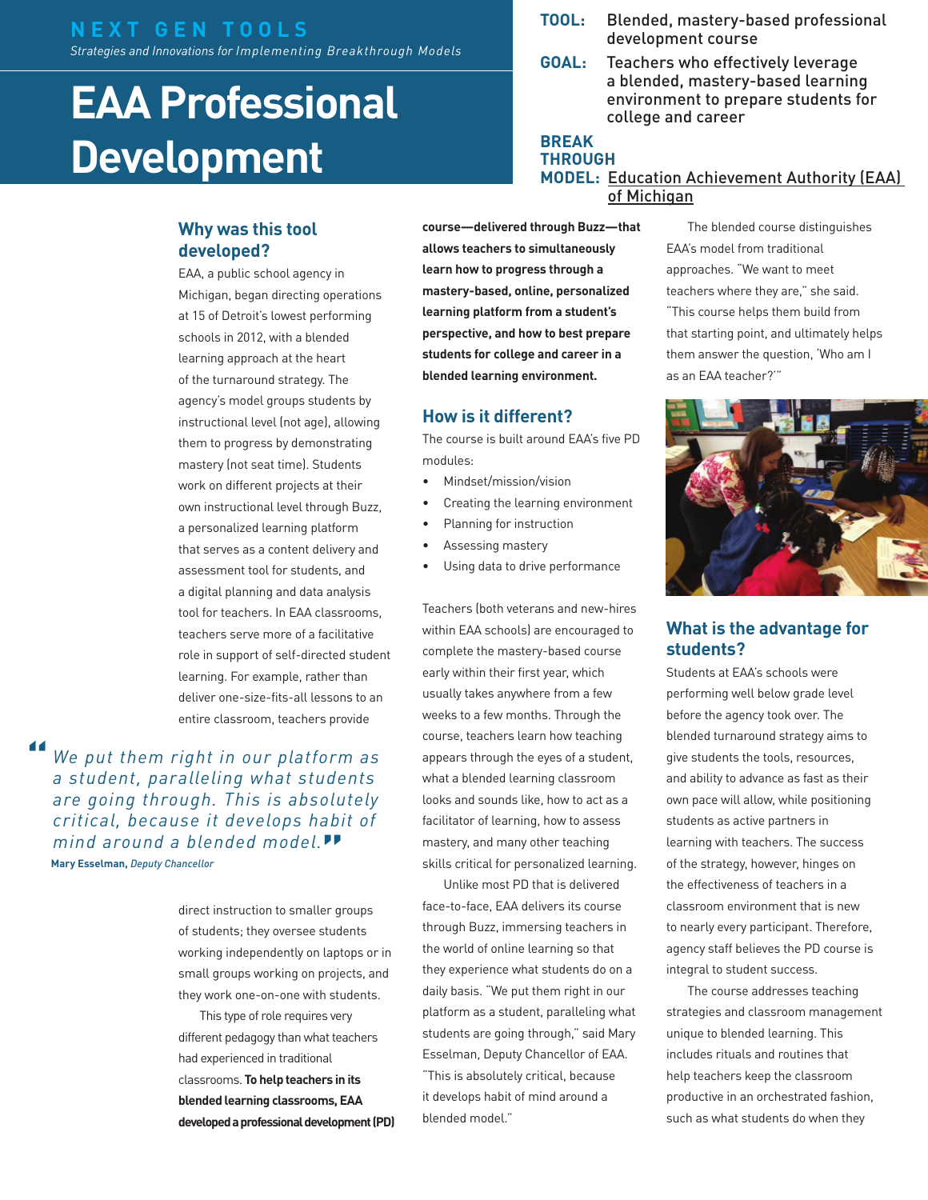**NEXT GEN TOOLS**

*Strategies and Innovations for Implementing Breakthrough Models*

# EAA Professional Development

**TOOL:** Blended, mastery-based professional development course

**GOAL:** Teachers who effectively leverage a blended, mastery-based learning environment to prepare students for college and career

**BREAK THROUGH MODEL:** Education Achievement Authority (EAA) of Michigan

## Why was this tool developed?

EAA, a public school agency in Michigan, began directing operations at 15 of Detroit's lowest performing schools in 2012, with a blended learning approach at the heart of the turnaround strategy. The agency's model groups students by instructional level (not age), allowing them to progress by demonstrating mastery (not seat time). Students work on different projects at their own instructional level through Buzz, a personalized learning platform that serves as a content delivery and assessment tool for students, and a digital planning and data analysis tool for teachers. In EAA classrooms, teachers serve more of a facilitative role in support of self-directed student learning. For example, rather than deliver one-size-fits-all lessons to an entire classroom, teachers provide direct instruction to smaller groups of students; they oversee students working independently on laptops or in small groups working on projects, and they work one-on-one with students.

> *"We put them right in our platform as a student, paralleling what students are going through. This is absolutely critical, because it develops habit of mind around a blended model."*
>
> **Mary Esselman,** *Deputy Chancellor*

This type of role requires very different pedagogy than what teachers had experienced in traditional classrooms. **To help teachers in its blended learning classrooms, EAA developed a professional development (PD) course—delivered through Buzz—that allows teachers to simultaneously learn how to progress through a mastery-based, online, personalized learning platform from a student's perspective, and how to best prepare students for college and career in a blended learning environment.**

## How is it different?

The course is built around EAA's five PD modules:

- Mindset/mission/vision
- Creating the learning environment
- Planning for instruction
- Assessing mastery
- Using data to drive performance

Teachers (both veterans and new-hires within EAA schools) are encouraged to complete the mastery-based course early within their first year, which usually takes anywhere from a few weeks to a few months. Through the course, teachers learn how teaching appears through the eyes of a student, what a blended learning classroom looks and sounds like, how to act as a facilitator of learning, how to assess mastery, and many other teaching skills critical for personalized learning.

Unlike most PD that is delivered face-to-face, EAA delivers its course through Buzz, immersing teachers in the world of online learning so that they experience what students do on a daily basis. "We put them right in our platform as a student, paralleling what students are going through," said Mary Esselman, Deputy Chancellor of EAA. "This is absolutely critical, because it develops habit of mind around a blended model."

The blended course distinguishes EAA's model from traditional approaches. "We want to meet teachers where they are," she said. "This course helps them build from that starting point, and ultimately helps them answer the question, 'Who am I as an EAA teacher?'"

## What is the advantage for students?

Students at EAA's schools were performing well below grade level before the agency took over. The blended turnaround strategy aims to give students the tools, resources, and ability to advance as fast as their own pace will allow, while positioning students as active partners in learning with teachers. The success of the strategy, however, hinges on the effectiveness of teachers in a classroom environment that is new to nearly every participant. Therefore, agency staff believes the PD course is integral to student success.

The course addresses teaching strategies and classroom management unique to blended learning. This includes rituals and routines that help teachers keep the classroom productive in an orchestrated fashion, such as what students do when they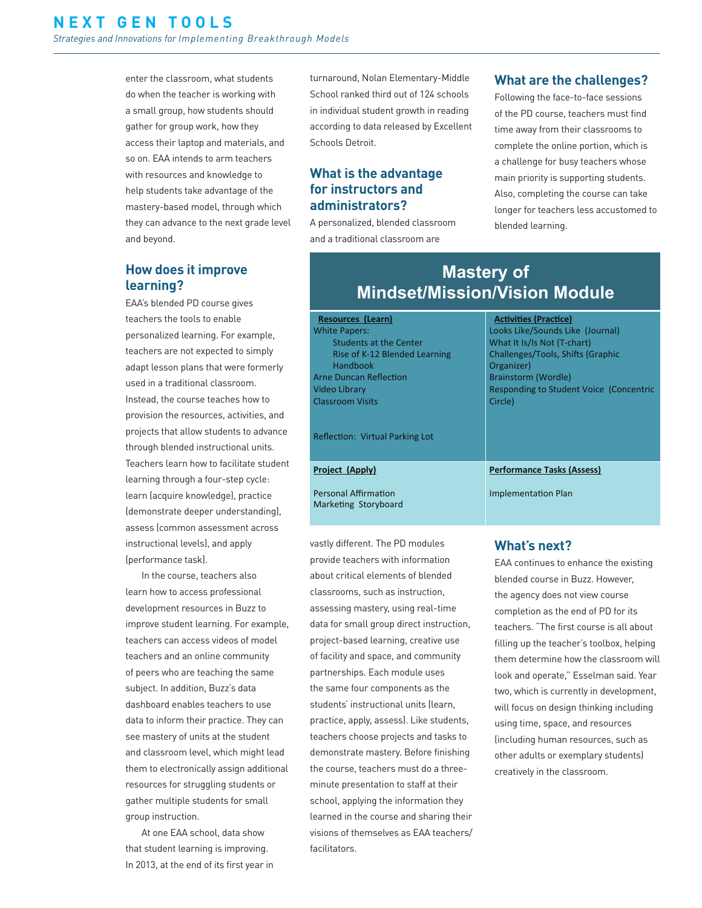enter the classroom, what students do when the teacher is working with a small group, how students should gather for group work, how they access their laptop and materials, and so on. EAA intends to arm teachers with resources and knowledge to help students take advantage of the mastery-based model, through which they can advance to the next grade level and beyond.

## How does it improve learning?

EAA's blended PD course gives teachers the tools to enable personalized learning. For example, teachers are not expected to simply adapt lesson plans that were formerly used in a traditional classroom. Instead, the course teaches how to provision the resources, activities, and projects that allow students to advance through blended instructional units. Teachers learn how to facilitate student learning through a four-step cycle: learn (acquire knowledge), practice (demonstrate deeper understanding), assess (common assessment across instructional levels), and apply (performance task).

In the course, teachers also learn how to access professional development resources in Buzz to improve student learning. For example, teachers can access videos of model teachers and an online community of peers who are teaching the same subject. In addition, Buzz's data dashboard enables teachers to use data to inform their practice. They can see mastery of units at the student and classroom level, which might lead them to electronically assign additional resources for struggling students or gather multiple students for small group instruction.

At one EAA school, data show that student learning is improving. In 2013, at the end of its first year in turnaround, Nolan Elementary-Middle School ranked third out of 124 schools in individual student growth in reading according to data released by Excellent Schools Detroit.

## What is the advantage for instructors and administrators?

A personalized, blended classroom and a traditional classroom are vastly different. The PD modules provide teachers with information about critical elements of blended classrooms, such as instruction, assessing mastery, using real-time data for small group direct instruction, project-based learning, creative use of facility and space, and community partnerships. Each module uses the same four components as the students' instructional units (learn, practice, apply, assess). Like students, teachers choose projects and tasks to demonstrate mastery. Before finishing the course, teachers must do a three-minute presentation to staff at their school, applying the information they learned in the course and sharing their visions of themselves as EAA teachers/facilitators.

**Mastery of Mindset/Mission/Vision Module**

| Resources (Learn) | Activities (Practice) |
| --- | --- |
| White Papers:<br>Students at the Center<br>Rise of K-12 Blended Learning Handbook<br>Arne Duncan Reflection<br>Video Library<br>Classroom Visits<br><br>Reflection: Virtual Parking Lot | Looks Like/Sounds Like (Journal)<br>What It Is/Is Not (T-chart)<br>Challenges/Tools, Shifts (Graphic Organizer)<br>Brainstorm (Wordle)<br>Responding to Student Voice (Concentric Circle) |
| **Project (Apply)** | **Performance Tasks (Assess)** |
| Personal Affirmation<br>Marketing Storyboard | Implementation Plan |

## What are the challenges?

Following the face-to-face sessions of the PD course, teachers must find time away from their classrooms to complete the online portion, which is a challenge for busy teachers whose main priority is supporting students. Also, completing the course can take longer for teachers less accustomed to blended learning.

## What's next?

EAA continues to enhance the existing blended course in Buzz. However, the agency does not view course completion as the end of PD for its teachers. "The first course is all about filling up the teacher's toolbox, helping them determine how the classroom will look and operate," Esselman said. Year two, which is currently in development, will focus on design thinking including using time, space, and resources (including human resources, such as other adults or exemplary students) creatively in the classroom.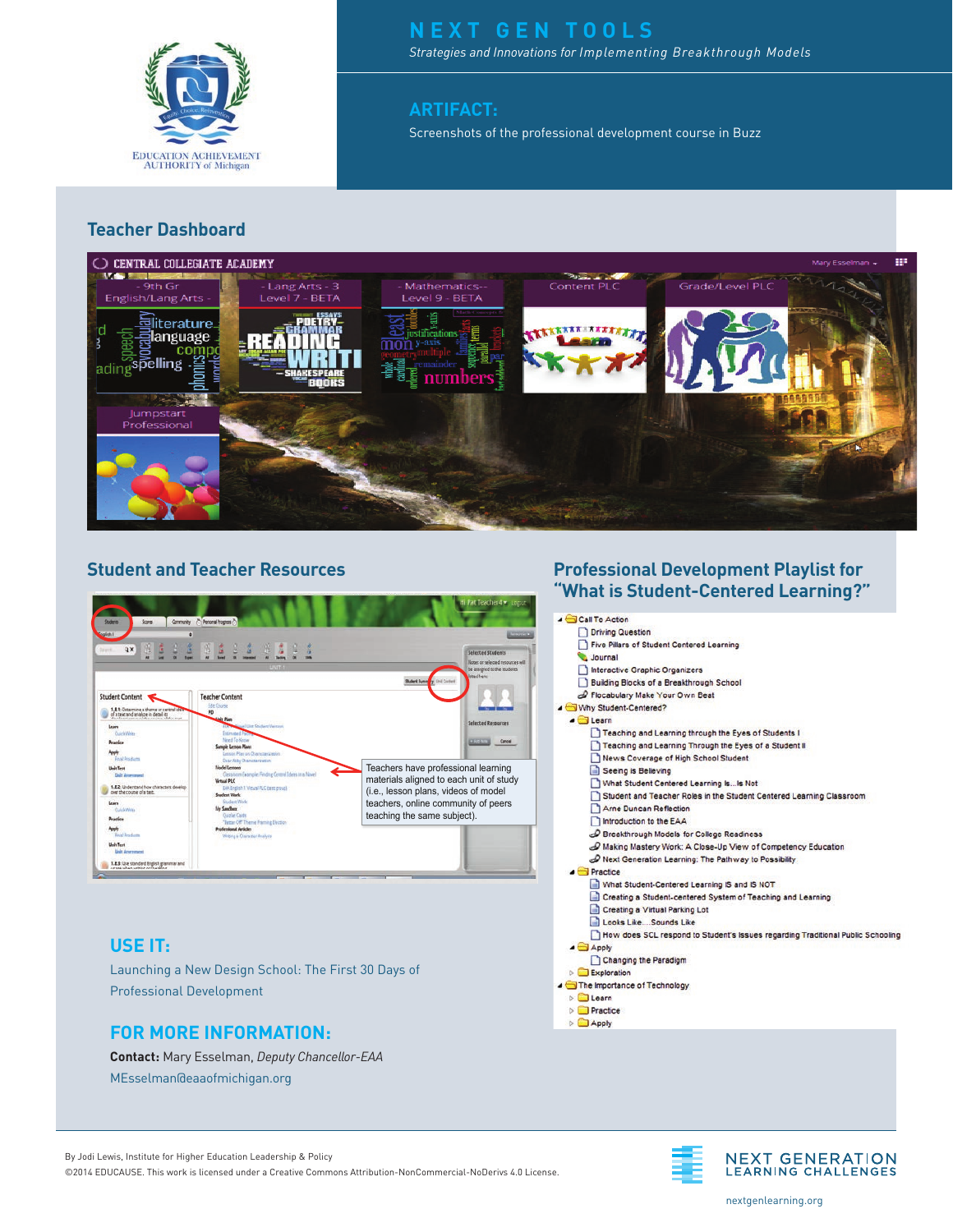NEXT GEN TOOLS

*Strategies and Innovations for Implementing Breakthrough Models*

## ARTIFACT:

Screenshots of the professional development course in Buzz

## Teacher Dashboard

CENTRAL COLLEGIATE ACADEMY

Mary Esselman

- 9th Gr English/Lang Arts -

- Lang Arts - 3 Level 7 - BETA

- Mathematics-- Level 9 - BETA

Content PLC

Grade/Level PLC

Jumpstart Professional

## Student and Teacher Resources

Teachers have professional learning materials aligned to each unit of study (i.e., lesson plans, videos of model teachers, online community of peers teaching the same subject).

## Professional Development Playlist for "What is Student-Centered Learning?"

- Call To Action
  - Driving Question
  - Five Pillars of Student Centered Learning
  - Journal
  - Interactive Graphic Organizers
  - Building Blocks of a Breakthrough School
  - Flocabulary Make Your Own Beat
- Why Student-Centered?
  - Learn
    - Teaching and Learning through the Eyes of Students I
    - Teaching and Learning Through the Eyes of a Student II
    - News Coverage of High School Student
    - Seeing is Believing
    - What Student Centered Learning is...Is Not
    - Student and Teacher Roles in the Student Centered Learning Classroom
    - Arne Duncan Reflection
    - Introduction to the EAA
    - Breakthrough Models for College Readiness
    - Making Mastery Work: A Close-Up View of Competency Education
    - Next Generation Learning: The Pathway to Possibility
  - Practice
    - What Student-Centered Learning IS and IS NOT
    - Creating a Student-centered System of Teaching and Learning
    - Creating a Virtual Parking Lot
    - Looks Like....Sounds Like
    - How does SCL respond to Student's Issues regarding Traditional Public Schooling
  - Apply
    - Changing the Paradigm
  - Exploration
- The Importance of Technology
  - Learn
  - Practice
  - Apply

## USE IT:

Launching a New Design School: The First 30 Days of Professional Development

## FOR MORE INFORMATION:

**Contact:** Mary Esselman, *Deputy Chancellor-EAA*

MEsselman@eaaofmichigan.org

By Jodi Lewis, Institute for Higher Education Leadership & Policy

©2014 EDUCAUSE. This work is licensed under a Creative Commons Attribution-NonCommercial-NoDerivs 4.0 License.

NEXT GENERATION LEARNING CHALLENGES

nextgenlearning.org